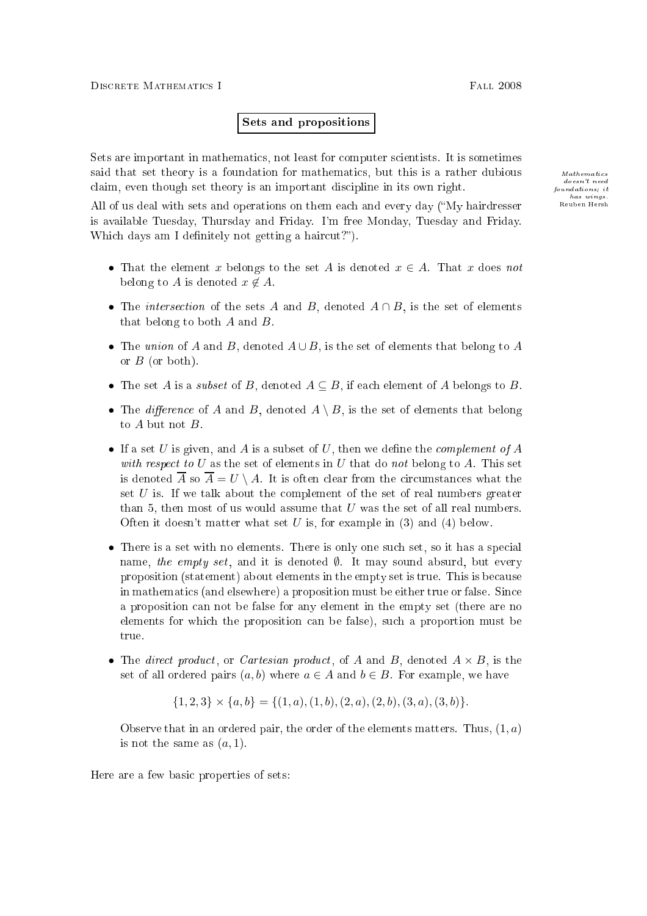# Sets and propositions

Sets are important in mathematics, not least for computer scientists. It is sometimes said that set theory is a foundation for mathematics, but this is a rather dubious claim, even though set theory is an important discipline in its own right.

*Mathematics doesn't need foundations; it has wings.* Reuben Hersh

All of us deal with sets and operations on them each and every day ("My hairdresser is available Tuesday, Thursday and Friday. I'm free Monday, Tuesday and Friday. Which days am I definitely not getting a haircut?").

- That the element $x$ belongs to the set $A$ is denoted $x \in A$. That $x$ does *not* belong to $A$ is denoted $x \notin A$.
- The *intersection* of the sets $A$ and $B$, denoted $A \cap B$, is the set of elements that belong to both $A$ and $B$.
- The *union* of $A$ and $B$, denoted $A \cup B$, is the set of elements that belong to $A$ or $B$ (or both).
- The set $A$ is a *subset* of $B$, denoted $A \subseteq B$, if each element of $A$ belongs to $B$.
- The *difference* of $A$ and $B$, denoted $A \setminus B$, is the set of elements that belong to $A$ but not $B$.
- If a set $U$ is given, and $A$ is a subset of $U$, then we define the *complement of $A$ with respect to $U$* as the set of elements in $U$ that do *not* belong to $A$. This set is denoted $\overline{A}$ so $\overline{A} = U \setminus A$. It is often clear from the circumstances what the set $U$ is. If we talk about the complement of the set of real numbers greater than 5, then most of us would assume that $U$ was the set of all real numbers. Often it doesn't matter what set $U$ is, for example in (3) and (4) below.
- There is a set with no elements. There is only one such set, so it has a special name, *the empty set*, and it is denoted $\emptyset$. It may sound absurd, but every proposition (statement) about elements in the empty set is true. This is because in mathematics (and elsewhere) a proposition must be either true or false. Since a proposition can not be false for any element in the empty set (there are no elements for which the proposition can be false), such a proportion must be true.
- The *direct product*, or *Cartesian product*, of $A$ and $B$, denoted $A \times B$, is the set of all ordered pairs $(a, b)$ where $a \in A$ and $b \in B$. For example, we have

  $$\{1, 2, 3\} \times \{a, b\} = \{(1, a), (1, b), (2, a), (2, b), (3, a), (3, b)\}.$$

  Observe that in an ordered pair, the order of the elements matters. Thus, $(1, a)$ is not the same as $(a, 1)$.

Here are a few basic properties of sets: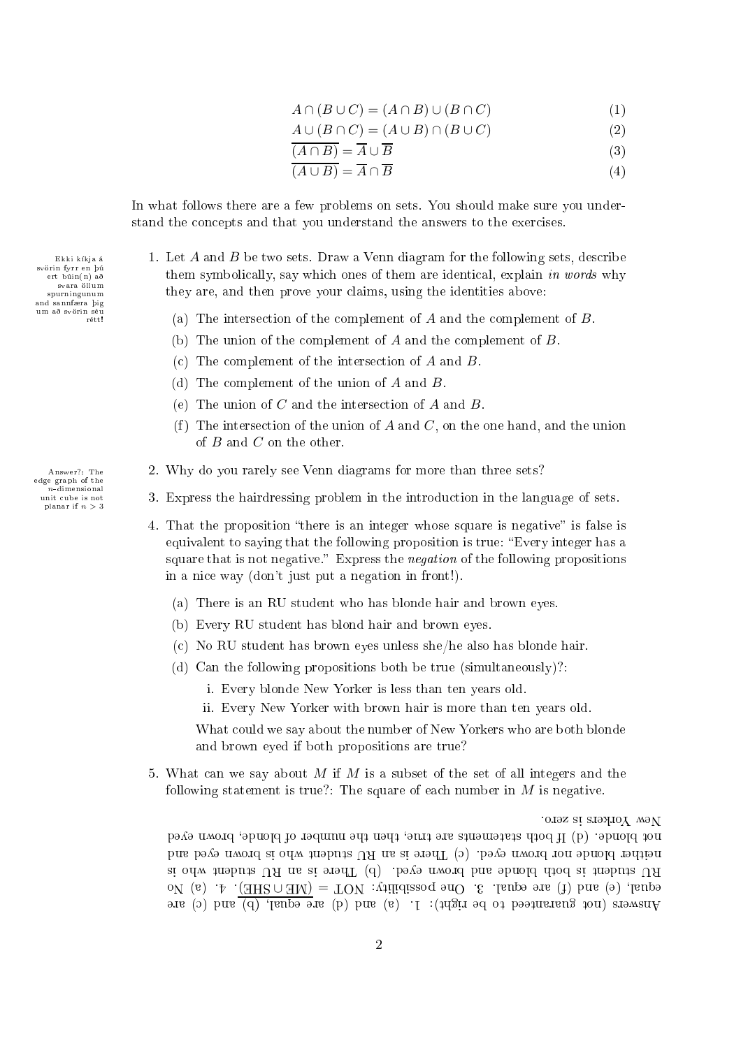$$A \cap (B \cup C) = (A \cap B) \cup (B \cap C) \quad (1)$$

$$A \cup (B \cap C) = (A \cup B) \cap (B \cup C) \quad (2)$$

$$\overline{(A \cap B)} = \overline{A} \cup \overline{B} \quad (3)$$

$$\overline{(A \cup B)} = \overline{A} \cap \overline{B} \quad (4)$$

In what follows there are a few problems on sets. You should make sure you understand the concepts and that you understand the answers to the exercises.

Ekki kíkja á svörin fyrr en þú ert búin(n) að svara öllum spurningunum and sannfæra þig um að svörin séu rétt!

1. Let $A$ and $B$ be two sets. Draw a Venn diagram for the following sets, describe them symbolically, say which ones of them are identical, explain *in words* why they are, and then prove your claims, using the identities above:
   (a) The intersection of the complement of $A$ and the complement of $B$.
   (b) The union of the complement of $A$ and the complement of $B$.
   (c) The complement of the intersection of $A$ and $B$.
   (d) The complement of the union of $A$ and $B$.
   (e) The union of $C$ and the intersection of $A$ and $B$.
   (f) The intersection of the union of $A$ and $C$, on the one hand, and the union of $B$ and $C$ on the other.

Answer?: The edge graph of the $n$-dimensional unit cube is not planar if $n > 3$

2. Why do you rarely see Venn diagrams for more than three sets?
3. Express the hairdressing problem in the introduction in the language of sets.
4. That the proposition "there is an integer whose square is negative" is false is equivalent to saying that the following proposition is true: "Every integer has a square that is not negative." Express the *negation* of the following propositions in a nice way (don't just put a negation in front!).
   (a) There is an RU student who has blonde hair and brown eyes.
   (b) Every RU student has blond hair and brown eyes.
   (c) No RU student has brown eyes unless she/he also has blonde hair.
   (d) Can the following propositions both be true (simultaneously)?:
      i. Every blonde New Yorker is less than ten years old.
      ii. Every New Yorker with brown hair is more than ten years old.

      What could we say about the number of New Yorkers who are both blonde and brown eyed if both propositions are true?
5. What can we say about $M$ if $M$ is a subset of the set of all integers and the following statement is true?: The square of each number in $M$ is negative.

Answers (not guaranteed to be right): 1. (a) and (d) are equal, (b) and (c) are equal, (e) and (f) are equal. 3. One possibility: NOT = $\overline{(\text{ME} \cup \text{SHE})}$. 4. (a) No RU student is both blonde and brown eyed. (b) There is an RU student who is neither blonde nor brown eyed. (c) There is an RU student who is brown eyed and not blonde. (d) If both statements are true, then the number of blonde, brown eyed New Yorkers is zero.